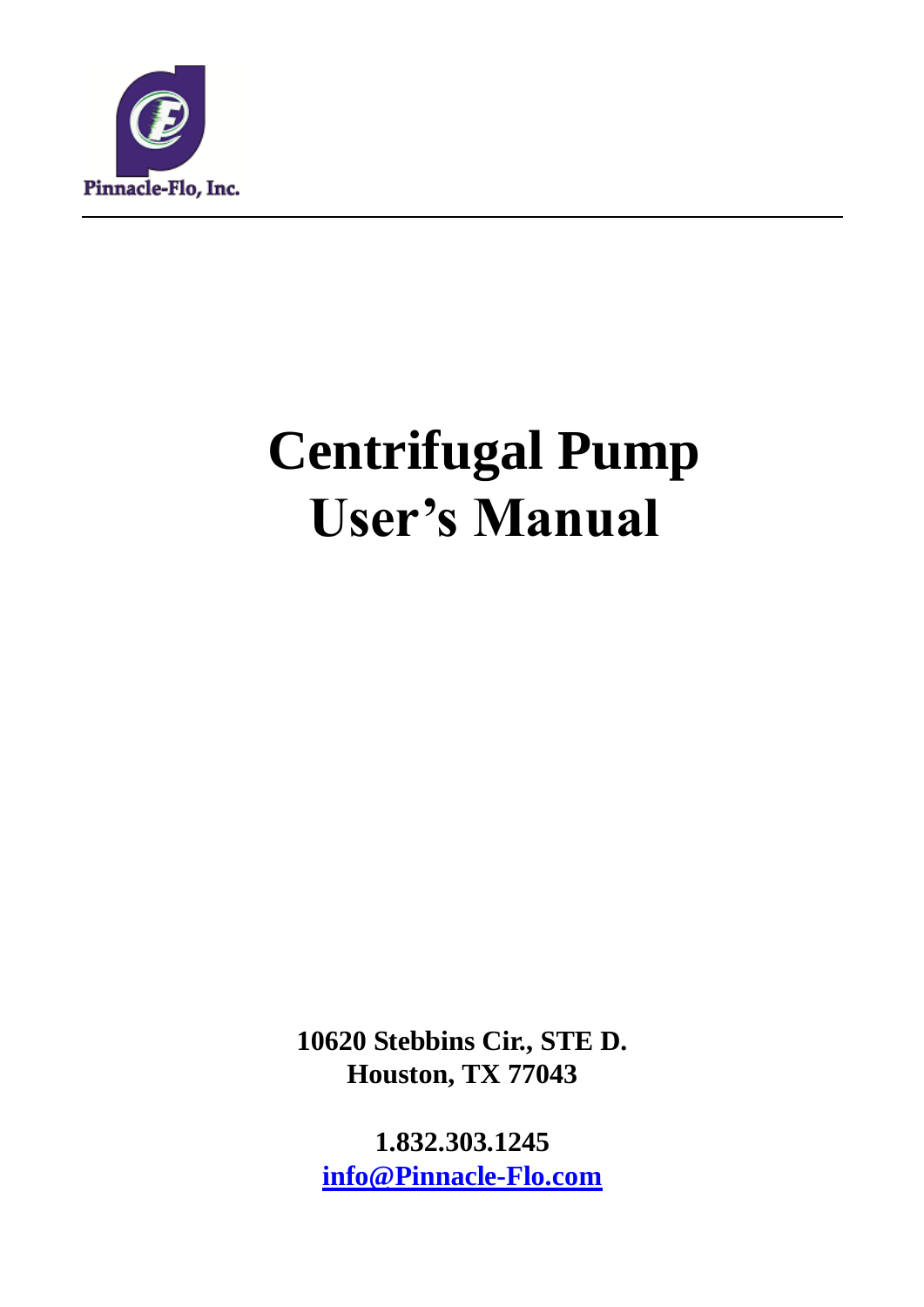Pinnacle-Flo, Inc.

---

# Centrifugal Pump User's Manual

**10620 Stebbins Cir., STE D.**
**Houston, TX 77043**

**1.832.303.1245**
**info@Pinnacle-Flo.com**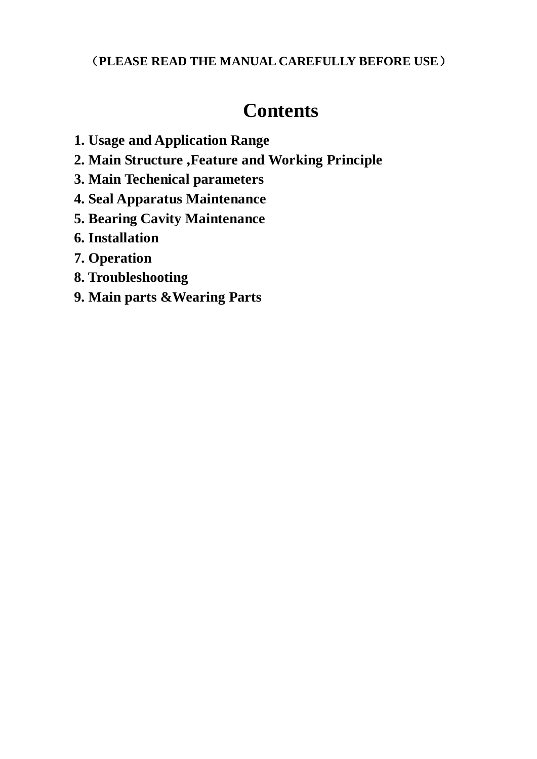**（PLEASE READ THE MANUAL CAREFULLY BEFORE USE）**

# Contents

**1. Usage and Application Range**
**2. Main Structure ,Feature and Working Principle**
**3. Main Techenical parameters**
**4. Seal Apparatus Maintenance**
**5. Bearing Cavity Maintenance**
**6. Installation**
**7. Operation**
**8. Troubleshooting**
**9. Main parts &Wearing Parts**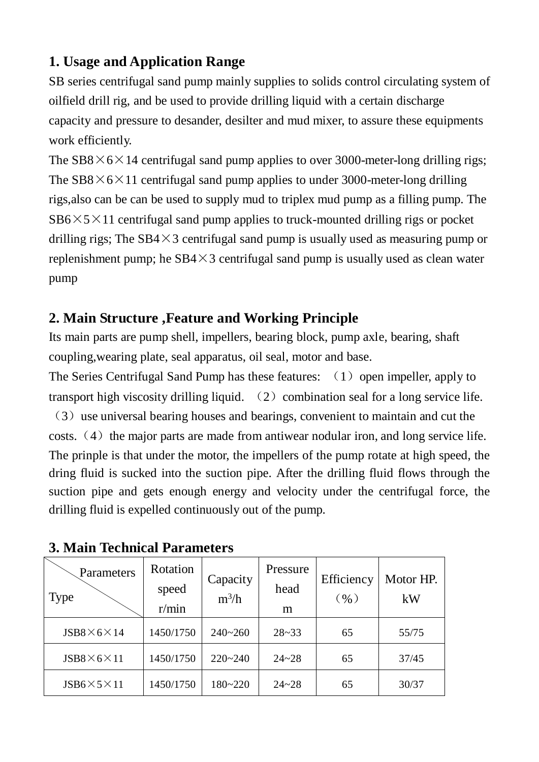## 1. Usage and Application Range

SB series centrifugal sand pump mainly supplies to solids control circulating system of oilfield drill rig, and be used to provide drilling liquid with a certain discharge capacity and pressure to desander, desilter and mud mixer, to assure these equipments work efficiently.

The SB8×6×14 centrifugal sand pump applies to over 3000-meter-long drilling rigs; The SB8×6×11 centrifugal sand pump applies to under 3000-meter-long drilling rigs,also can be can be used to supply mud to triplex mud pump as a filling pump. The SB6×5×11 centrifugal sand pump applies to truck-mounted drilling rigs or pocket drilling rigs; The SB4×3 centrifugal sand pump is usually used as measuring pump or replenishment pump; he SB4×3 centrifugal sand pump is usually used as clean water pump

## 2. Main Structure ,Feature and Working Principle

Its main parts are pump shell, impellers, bearing block, pump axle, bearing, shaft coupling,wearing plate, seal apparatus, oil seal, motor and base.

The Series Centrifugal Sand Pump has these features: （1）open impeller, apply to transport high viscosity drilling liquid. （2）combination seal for a long service life. （3）use universal bearing houses and bearings, convenient to maintain and cut the costs.（4）the major parts are made from antiwear nodular iron, and long service life.

The prinple is that under the motor, the impellers of the pump rotate at high speed, the dring fluid is sucked into the suction pipe. After the drilling fluid flows through the suction pipe and gets enough energy and velocity under the centrifugal force, the drilling fluid is expelled continuously out of the pump.

## 3. Main Technical Parameters

| Parameters / Type | Rotation speed r/min | Capacity $m^3/h$ | Pressure head m | Efficiency （%） | Motor HP. kW |
|---|---|---|---|---|---|
| JSB8×6×14 | 1450/1750 | 240~260 | 28~33 | 65 | 55/75 |
| JSB8×6×11 | 1450/1750 | 220~240 | 24~28 | 65 | 37/45 |
| JSB6×5×11 | 1450/1750 | 180~220 | 24~28 | 65 | 30/37 |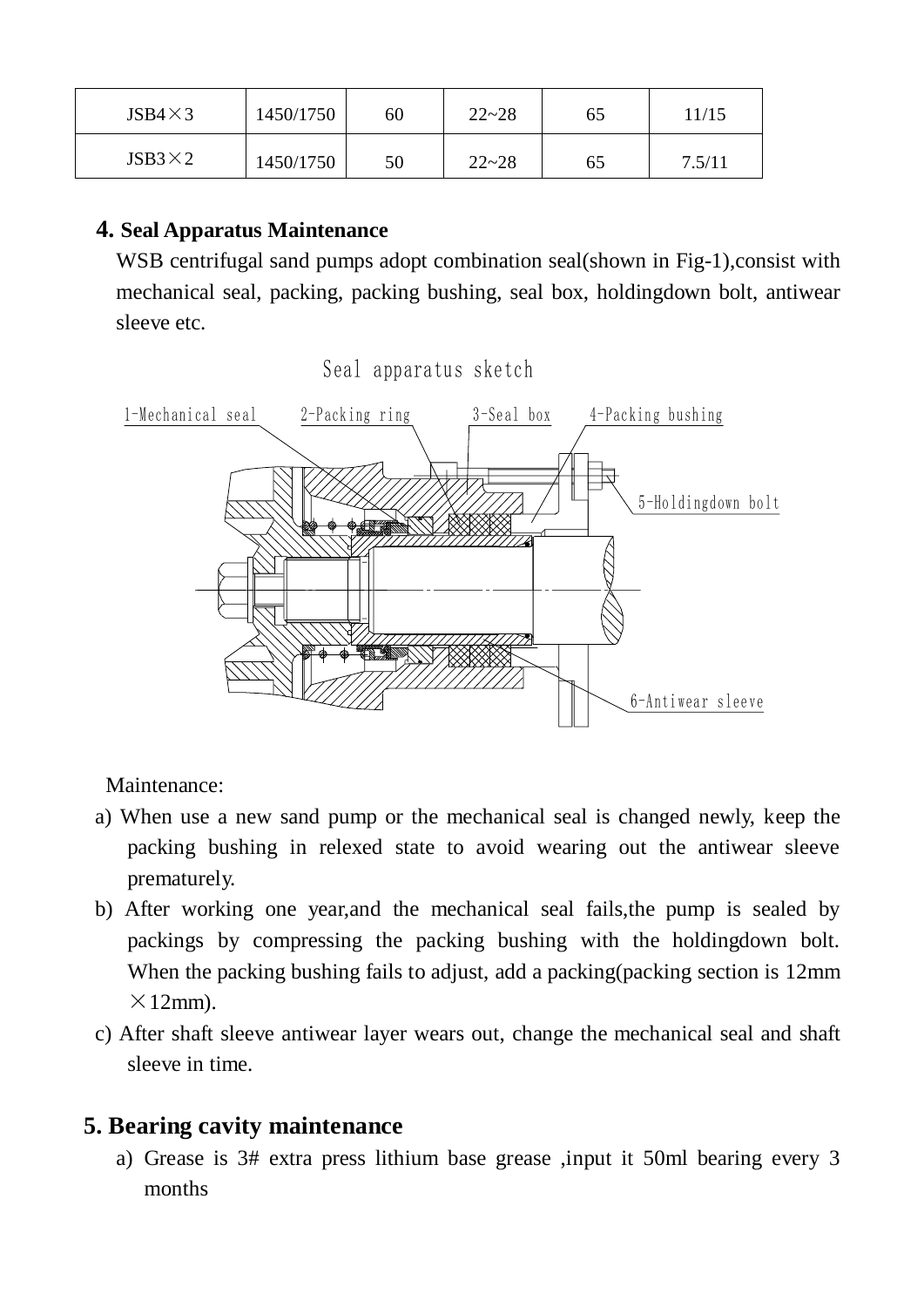| JSB4×3 | 1450/1750 | 60 | 22~28 | 65 | 11/15 |
| --- | --- | --- | --- | --- | --- |
| JSB3×2 | 1450/1750 | 50 | 22~28 | 65 | 7.5/11 |

## 4. Seal Apparatus Maintenance

WSB centrifugal sand pumps adopt combination seal(shown in Fig-1),consist with mechanical seal, packing, packing bushing, seal box, holdingdown bolt, antiwear sleeve etc.

Seal apparatus sketch

1-Mechanical seal 2-Packing ring 3-Seal box 4-Packing bushing 5-Holdingdown bolt 6-Antiwear sleeve

Maintenance:

a) When use a new sand pump or the mechanical seal is changed newly, keep the packing bushing in relexed state to avoid wearing out the antiwear sleeve prematurely.

b) After working one year,and the mechanical seal fails,the pump is sealed by packings by compressing the packing bushing with the holdingdown bolt. When the packing bushing fails to adjust, add a packing(packing section is 12mm ×12mm).

c) After shaft sleeve antiwear layer wears out, change the mechanical seal and shaft sleeve in time.

## 5. Bearing cavity maintenance

a) Grease is 3# extra press lithium base grease ,input it 50ml bearing every 3 months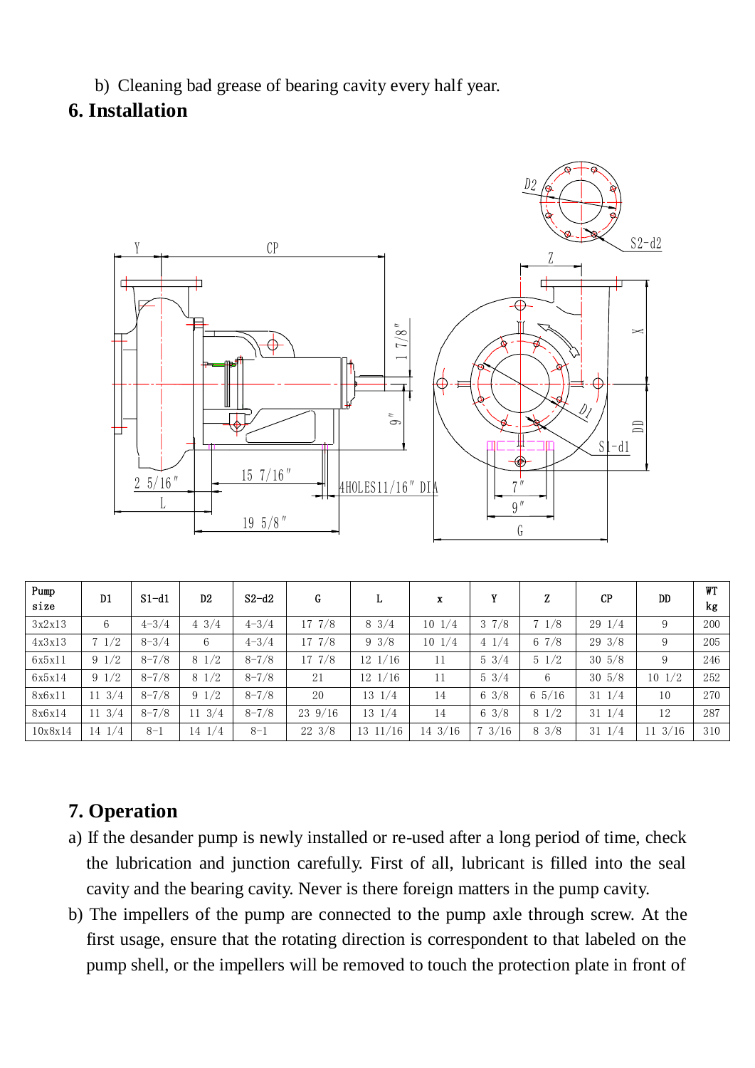b) Cleaning bad grease of bearing cavity every half year.

## 6. Installation

| Pump size | D1 | S1-d1 | D2 | S2-d2 | G | L | x | Y | Z | CP | DD | WT kg |
|---|---|---|---|---|---|---|---|---|---|---|---|---|
| 3x2x13 | 6 | 4-3/4 | 4 3/4 | 4-3/4 | 17 7/8 | 8 3/4 | 10 1/4 | 3 7/8 | 7 1/8 | 29 1/4 | 9 | 200 |
| 4x3x13 | 7 1/2 | 8-3/4 | 6 | 4-3/4 | 17 7/8 | 9 3/8 | 10 1/4 | 4 1/4 | 6 7/8 | 29 3/8 | 9 | 205 |
| 6x5x11 | 9 1/2 | 8-7/8 | 8 1/2 | 8-7/8 | 17 7/8 | 12 1/16 | 11 | 5 3/4 | 5 1/2 | 30 5/8 | 9 | 246 |
| 6x5x14 | 9 1/2 | 8-7/8 | 8 1/2 | 8-7/8 | 21 | 12 1/16 | 11 | 5 3/4 | 6 | 30 5/8 | 10 1/2 | 252 |
| 8x6x11 | 11 3/4 | 8-7/8 | 9 1/2 | 8-7/8 | 20 | 13 1/4 | 14 | 6 3/8 | 6 5/16 | 31 1/4 | 10 | 270 |
| 8x6x14 | 11 3/4 | 8-7/8 | 11 3/4 | 8-7/8 | 23 9/16 | 13 1/4 | 14 | 6 3/8 | 8 1/2 | 31 1/4 | 12 | 287 |
| 10x8x14 | 14 1/4 | 8-1 | 14 1/4 | 8-1 | 22 3/8 | 13 11/16 | 14 3/16 | 7 3/16 | 8 3/8 | 31 1/4 | 11 3/16 | 310 |

## 7. Operation

a) If the desander pump is newly installed or re-used after a long period of time, check the lubrication and junction carefully. First of all, lubricant is filled into the seal cavity and the bearing cavity. Never is there foreign matters in the pump cavity.

b) The impellers of the pump are connected to the pump axle through screw. At the first usage, ensure that the rotating direction is correspondent to that labeled on the pump shell, or the impellers will be removed to touch the protection plate in front of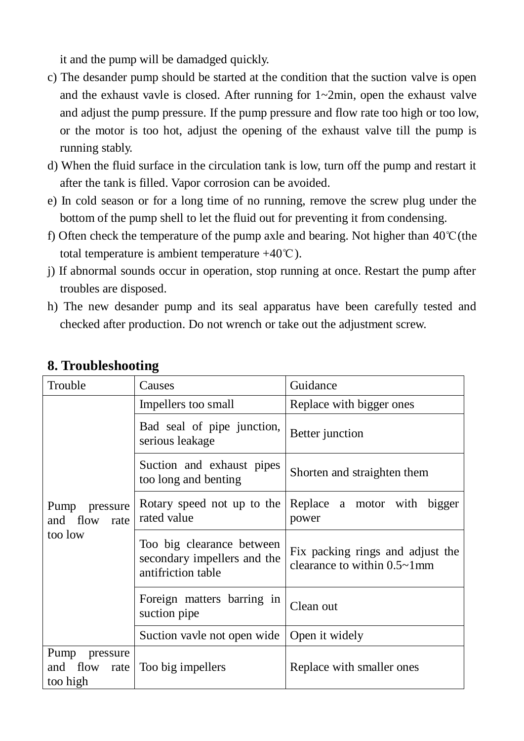it and the pump will be damadged quickly.

c) The desander pump should be started at the condition that the suction valve is open and the exhaust vavle is closed. After running for 1~2min, open the exhaust valve and adjust the pump pressure. If the pump pressure and flow rate too high or too low, or the motor is too hot, adjust the opening of the exhaust valve till the pump is running stably.

d) When the fluid surface in the circulation tank is low, turn off the pump and restart it after the tank is filled. Vapor corrosion can be avoided.

e) In cold season or for a long time of no running, remove the screw plug under the bottom of the pump shell to let the fluid out for preventing it from condensing.

f) Often check the temperature of the pump axle and bearing. Not higher than 40℃(the total temperature is ambient temperature +40℃).

j) If abnormal sounds occur in operation, stop running at once. Restart the pump after troubles are disposed.

h) The new desander pump and its seal apparatus have been carefully tested and checked after production. Do not wrench or take out the adjustment screw.

## 8. Troubleshooting

| Trouble | Causes | Guidance |
|---|---|---|
| Pump pressure and flow rate too low | Impellers too small | Replace with bigger ones |
| | Bad seal of pipe junction, serious leakage | Better junction |
| | Suction and exhaust pipes too long and benting | Shorten and straighten them |
| | Rotary speed not up to the rated value | Replace a motor with bigger power |
| | Too big clearance between secondary impellers and the antifriction table | Fix packing rings and adjust the clearance to within 0.5~1mm |
| | Foreign matters barring in suction pipe | Clean out |
| | Suction vavle not open wide | Open it widely |
| Pump pressure and flow rate too high | Too big impellers | Replace with smaller ones |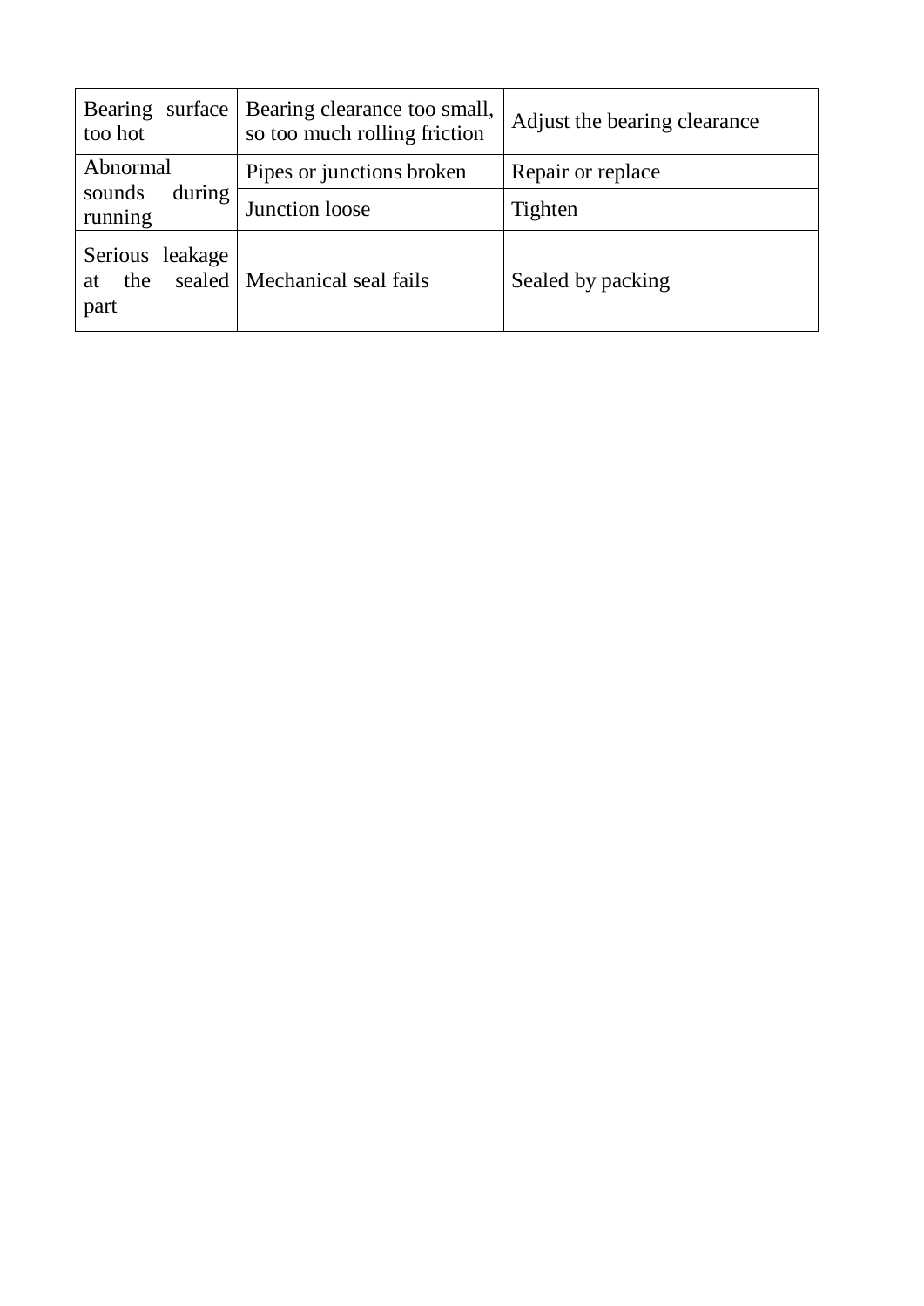| Bearing surface too hot | Bearing clearance too small, so too much rolling friction | Adjust the bearing clearance |
|---|---|---|
| Abnormal sounds during running | Pipes or junctions broken | Repair or replace |
| | Junction loose | Tighten |
| Serious leakage at the sealed part | Mechanical seal fails | Sealed by packing |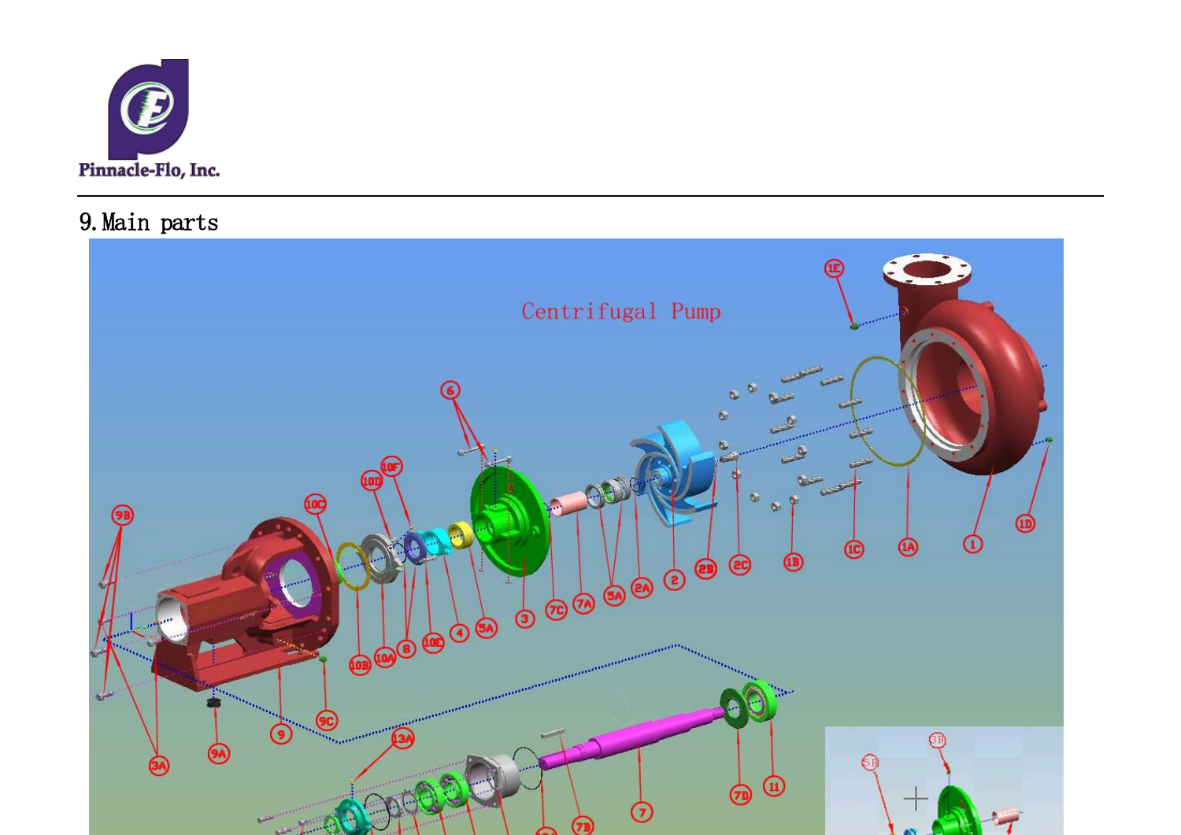## 9. Main parts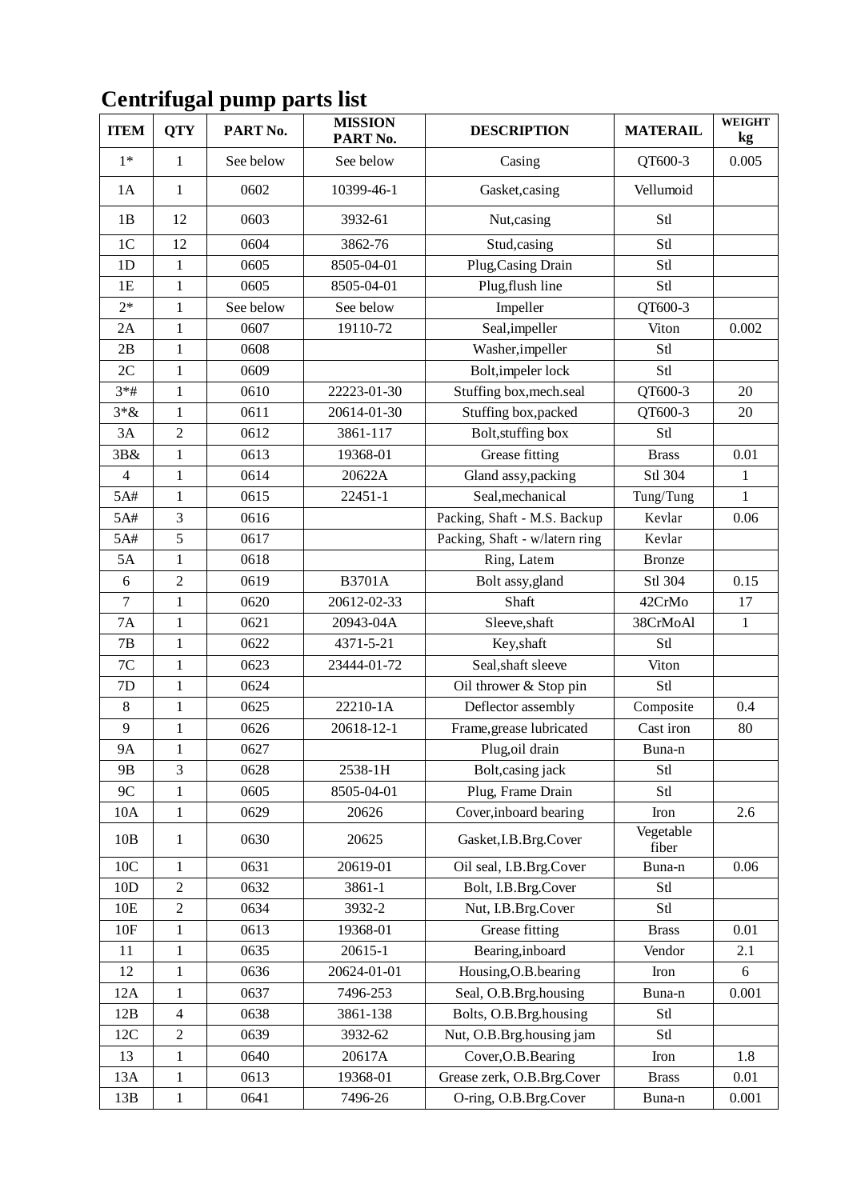# Centrifugal pump parts list

| ITEM | QTY | PART No. | MISSION PART No. | DESCRIPTION | MATERAIL | WEIGHT kg |
|---|---|---|---|---|---|---|
| 1* | 1 | See below | See below | Casing | QT600-3 | 0.005 |
| 1A | 1 | 0602 | 10399-46-1 | Gasket,casing | Vellumoid | |
| 1B | 12 | 0603 | 3932-61 | Nut,casing | Stl | |
| 1C | 12 | 0604 | 3862-76 | Stud,casing | Stl | |
| 1D | 1 | 0605 | 8505-04-01 | Plug,Casing Drain | Stl | |
| 1E | 1 | 0605 | 8505-04-01 | Plug,flush line | Stl | |
| 2* | 1 | See below | See below | Impeller | QT600-3 | |
| 2A | 1 | 0607 | 19110-72 | Seal,impeller | Viton | 0.002 |
| 2B | 1 | 0608 | | Washer,impeller | Stl | |
| 2C | 1 | 0609 | | Bolt,impeler lock | Stl | |
| 3*# | 1 | 0610 | 22223-01-30 | Stuffing box,mech.seal | QT600-3 | 20 |
| 3*& | 1 | 0611 | 20614-01-30 | Stuffing box,packed | QT600-3 | 20 |
| 3A | 2 | 0612 | 3861-117 | Bolt,stuffing box | Stl | |
| 3B& | 1 | 0613 | 19368-01 | Grease fitting | Brass | 0.01 |
| 4 | 1 | 0614 | 20622A | Gland assy,packing | Stl 304 | 1 |
| 5A# | 1 | 0615 | 22451-1 | Seal,mechanical | Tung/Tung | 1 |
| 5A# | 3 | 0616 | | Packing, Shaft - M.S. Backup | Kevlar | 0.06 |
| 5A# | 5 | 0617 | | Packing, Shaft - w/latern ring | Kevlar | |
| 5A | 1 | 0618 | | Ring, Latem | Bronze | |
| 6 | 2 | 0619 | B3701A | Bolt assy,gland | Stl 304 | 0.15 |
| 7 | 1 | 0620 | 20612-02-33 | Shaft | 42CrMo | 17 |
| 7A | 1 | 0621 | 20943-04A | Sleeve,shaft | 38CrMoAl | 1 |
| 7B | 1 | 0622 | 4371-5-21 | Key,shaft | Stl | |
| 7C | 1 | 0623 | 23444-01-72 | Seal,shaft sleeve | Viton | |
| 7D | 1 | 0624 | | Oil thrower & Stop pin | Stl | |
| 8 | 1 | 0625 | 22210-1A | Deflector assembly | Composite | 0.4 |
| 9 | 1 | 0626 | 20618-12-1 | Frame,grease lubricated | Cast iron | 80 |
| 9A | 1 | 0627 | | Plug,oil drain | Buna-n | |
| 9B | 3 | 0628 | 2538-1H | Bolt,casing jack | Stl | |
| 9C | 1 | 0605 | 8505-04-01 | Plug, Frame Drain | Stl | |
| 10A | 1 | 0629 | 20626 | Cover,inboard bearing | Iron | 2.6 |
| 10B | 1 | 0630 | 20625 | Gasket,I.B.Brg.Cover | Vegetable fiber | |
| 10C | 1 | 0631 | 20619-01 | Oil seal, I.B.Brg.Cover | Buna-n | 0.06 |
| 10D | 2 | 0632 | 3861-1 | Bolt, I.B.Brg.Cover | Stl | |
| 10E | 2 | 0634 | 3932-2 | Nut, I.B.Brg.Cover | Stl | |
| 10F | 1 | 0613 | 19368-01 | Grease fitting | Brass | 0.01 |
| 11 | 1 | 0635 | 20615-1 | Bearing,inboard | Vendor | 2.1 |
| 12 | 1 | 0636 | 20624-01-01 | Housing,O.B.bearing | Iron | 6 |
| 12A | 1 | 0637 | 7496-253 | Seal, O.B.Brg.housing | Buna-n | 0.001 |
| 12B | 4 | 0638 | 3861-138 | Bolts, O.B.Brg.housing | Stl | |
| 12C | 2 | 0639 | 3932-62 | Nut, O.B.Brg.housing jam | Stl | |
| 13 | 1 | 0640 | 20617A | Cover,O.B.Bearing | Iron | 1.8 |
| 13A | 1 | 0613 | 19368-01 | Grease zerk, O.B.Brg.Cover | Brass | 0.01 |
| 13B | 1 | 0641 | 7496-26 | O-ring, O.B.Brg.Cover | Buna-n | 0.001 |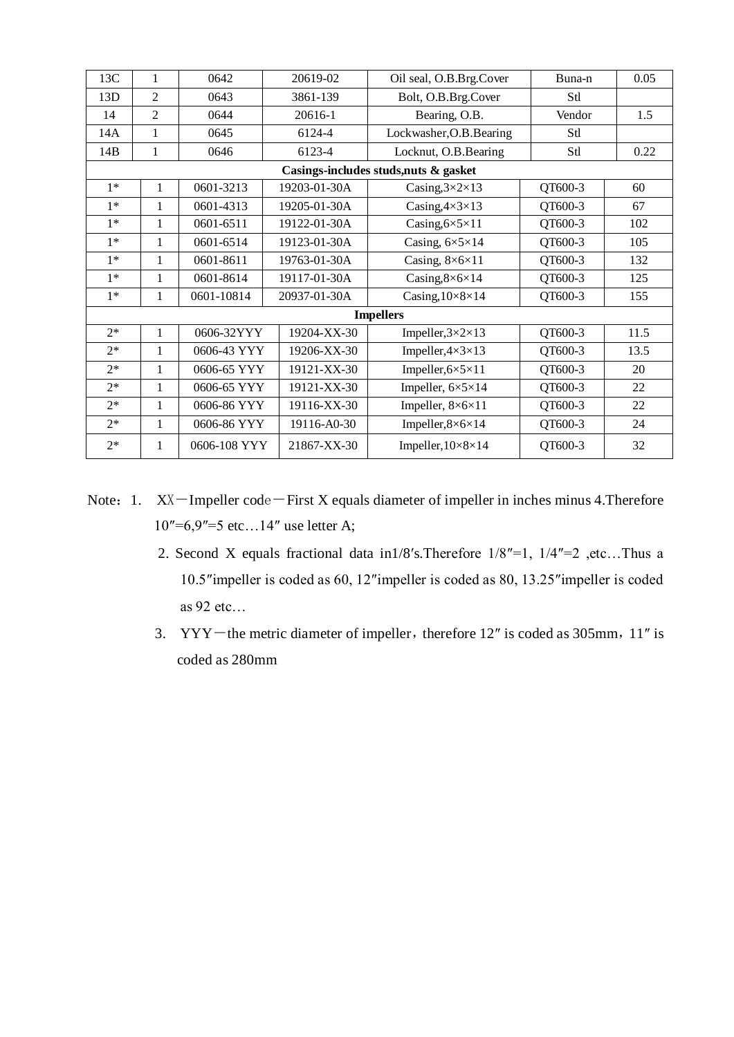| | | | | | | |
|---|---|---|---|---|---|---|
| 13C | 1 | 0642 | 20619-02 | Oil seal, O.B.Brg.Cover | Buna-n | 0.05 |
| 13D | 2 | 0643 | 3861-139 | Bolt, O.B.Brg.Cover | Stl | |
| 14 | 2 | 0644 | 20616-1 | Bearing, O.B. | Vendor | 1.5 |
| 14A | 1 | 0645 | 6124-4 | Lockwasher,O.B.Bearing | Stl | |
| 14B | 1 | 0646 | 6123-4 | Locknut, O.B.Bearing | Stl | 0.22 |
| **Casings-includes studs,nuts & gasket** | | | | | | |
| 1* | 1 | 0601-3213 | 19203-01-30A | Casing,3×2×13 | QT600-3 | 60 |
| 1* | 1 | 0601-4313 | 19205-01-30A | Casing,4×3×13 | QT600-3 | 67 |
| 1* | 1 | 0601-6511 | 19122-01-30A | Casing,6×5×11 | QT600-3 | 102 |
| 1* | 1 | 0601-6514 | 19123-01-30A | Casing, 6×5×14 | QT600-3 | 105 |
| 1* | 1 | 0601-8611 | 19763-01-30A | Casing, 8×6×11 | QT600-3 | 132 |
| 1* | 1 | 0601-8614 | 19117-01-30A | Casing,8×6×14 | QT600-3 | 125 |
| 1* | 1 | 0601-10814 | 20937-01-30A | Casing,10×8×14 | QT600-3 | 155 |
| **Impellers** | | | | | | |
| 2* | 1 | 0606-32YYY | 19204-XX-30 | Impeller,3×2×13 | QT600-3 | 11.5 |
| 2* | 1 | 0606-43 YYY | 19206-XX-30 | Impeller,4×3×13 | QT600-3 | 13.5 |
| 2* | 1 | 0606-65 YYY | 19121-XX-30 | Impeller,6×5×11 | QT600-3 | 20 |
| 2* | 1 | 0606-65 YYY | 19121-XX-30 | Impeller, 6×5×14 | QT600-3 | 22 |
| 2* | 1 | 0606-86 YYY | 19116-XX-30 | Impeller, 8×6×11 | QT600-3 | 22 |
| 2* | 1 | 0606-86 YYY | 19116-A0-30 | Impeller,8×6×14 | QT600-3 | 24 |
| 2* | 1 | 0606-108 YYY | 21867-XX-30 | Impeller,10×8×14 | QT600-3 | 32 |

Note：1. XX－Impeller code－First X equals diameter of impeller in inches minus 4.Therefore 10″=6,9″=5 etc…14″ use letter A;

2. Second X equals fractional data in1/8′s.Therefore 1/8″=1, 1/4″=2 ,etc…Thus a 10.5″impeller is coded as 60, 12″impeller is coded as 80, 13.25″impeller is coded as 92 etc…

3. YYY－the metric diameter of impeller，therefore 12″ is coded as 305mm，11″ is coded as 280mm